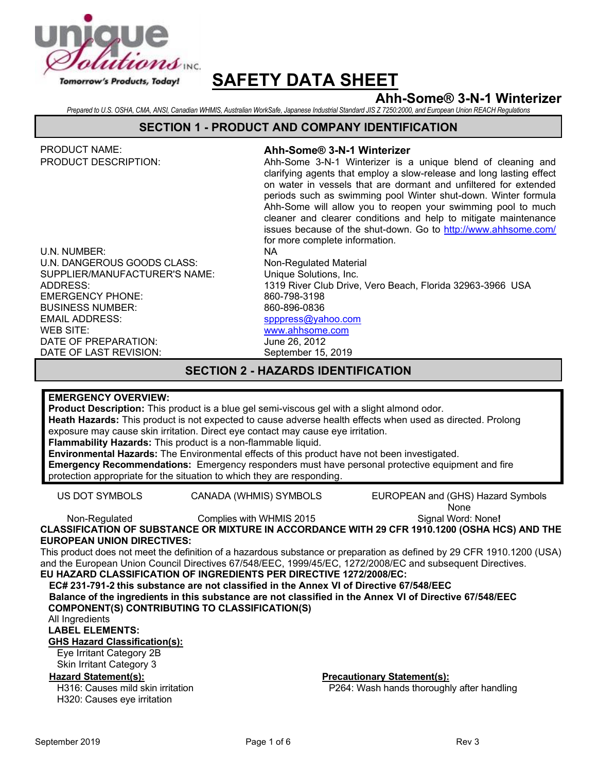unique Solutions INC.

Tomorrow's Products, Today!

# SAFETY DATA SHEET

## Ahh-Some® 3-N-1 Winterizer

*Prepared to U.S. OSHA, CMA, ANSI, Canadian WHMIS, Australian WorkSafe, Japanese Industrial Standard JIS Z 7250:2000, and European Union REACH Regulations*

## SECTION 1 - PRODUCT AND COMPANY IDENTIFICATION

| | |
|---|---|
| PRODUCT NAME: | **Ahh-Some® 3-N-1 Winterizer** |
| PRODUCT DESCRIPTION: | Ahh-Some 3-N-1 Winterizer is a unique blend of cleaning and clarifying agents that employ a slow-release and long lasting effect on water in vessels that are dormant and unfiltered for extended periods such as swimming pool Winter shut-down. Winter formula Ahh-Some will allow you to reopen your swimming pool to much cleaner and clearer conditions and help to mitigate maintenance issues because of the shut-down. Go to http://www.ahhsome.com/ for more complete information. |
| U.N. NUMBER: | NA |
| U.N. DANGEROUS GOODS CLASS: | Non-Regulated Material |
| SUPPLIER/MANUFACTURER'S NAME: | Unique Solutions, Inc. |
| ADDRESS: | 1319 River Club Drive, Vero Beach, Florida 32963-3966 USA |
| EMERGENCY PHONE: | 860-798-3198 |
| BUSINESS NUMBER: | 860-896-0836 |
| EMAIL ADDRESS: | spppress@yahoo.com |
| WEB SITE: | www.ahhsome.com |
| DATE OF PREPARATION: | June 26, 2012 |
| DATE OF LAST REVISION: | September 15, 2019 |

## SECTION 2 - HAZARDS IDENTIFICATION

**EMERGENCY OVERVIEW:**
**Product Description:** This product is a blue gel semi-viscous gel with a slight almond odor.
**Heath Hazards:** This product is not expected to cause adverse health effects when used as directed. Prolong exposure may cause skin irritation. Direct eye contact may cause eye irritation.
**Flammability Hazards:** This product is a non-flammable liquid.
**Environmental Hazards:** The Environmental effects of this product have not been investigated.
**Emergency Recommendations:** Emergency responders must have personal protective equipment and fire protection appropriate for the situation to which they are responding.

| US DOT SYMBOLS | CANADA (WHMIS) SYMBOLS | EUROPEAN and (GHS) Hazard Symbols |
|---|---|---|
| | | None |
| Non-Regulated | Complies with WHMIS 2015 | Signal Word: None**!** |

**CLASSIFICATION OF SUBSTANCE OR MIXTURE IN ACCORDANCE WITH 29 CFR 1910.1200 (OSHA HCS) AND THE EUROPEAN UNION DIRECTIVES:**

This product does not meet the definition of a hazardous substance or preparation as defined by 29 CFR 1910.1200 (USA) and the European Union Council Directives 67/548/EEC, 1999/45/EC, 1272/2008/EC and subsequent Directives.

**EU HAZARD CLASSIFICATION OF INGREDIENTS PER DIRECTIVE 1272/2008/EC:**

**EC# 231-791-2 this substance are not classified in the Annex VI of Directive 67/548/EEC**

**Balance of the ingredients in this substance are not classified in the Annex VI of Directive 67/548/EEC**

**COMPONENT(S) CONTRIBUTING TO CLASSIFICATION(S)**

All Ingredients

**LABEL ELEMENTS:**

**GHS Hazard Classification(s):**

Eye Irritant Category 2B
Skin Irritant Category 3

**Hazard Statement(s):**

H316: Causes mild skin irritation
H320: Causes eye irritation

**Precautionary Statement(s):**

P264: Wash hands thoroughly after handling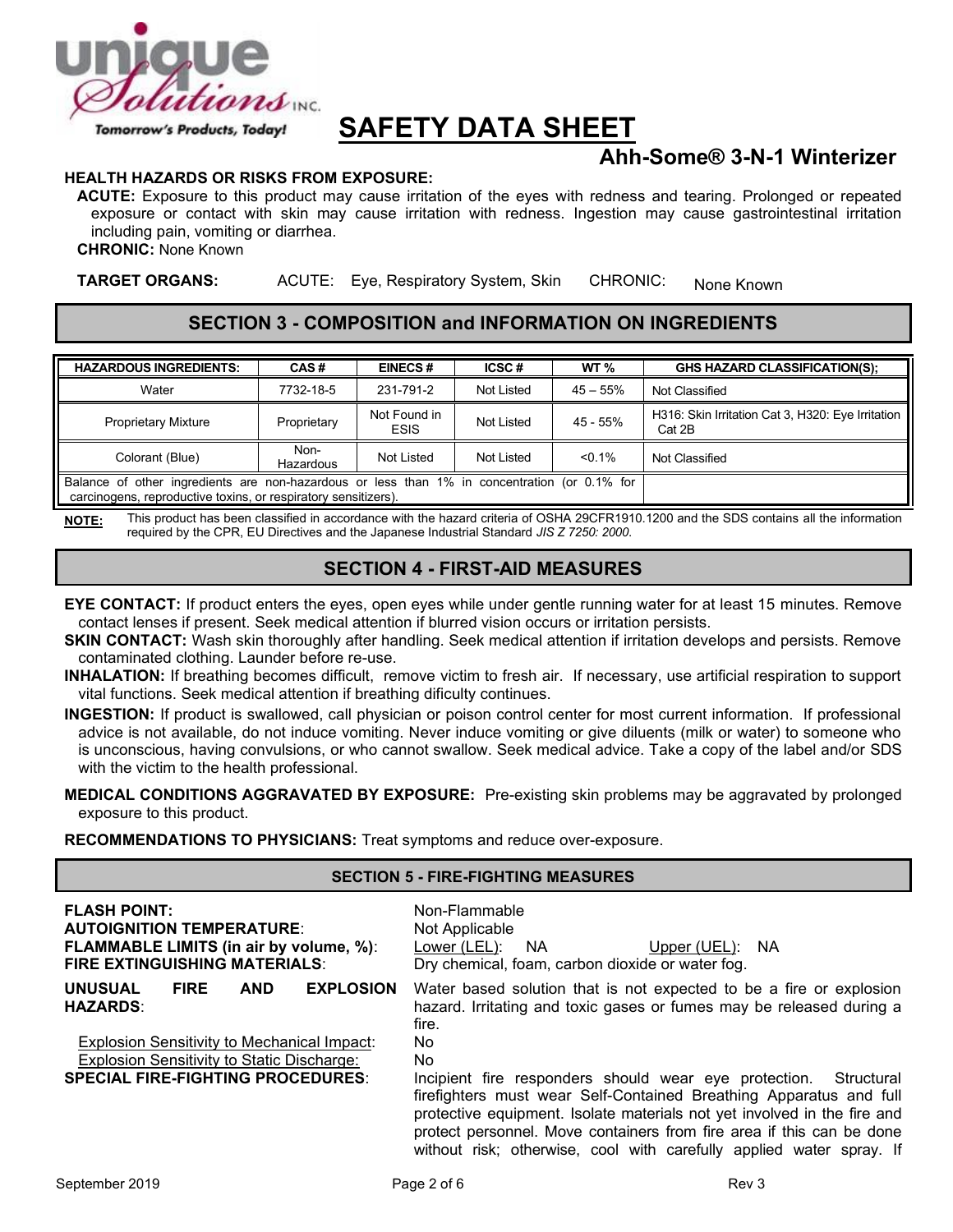**Ahh-Some® 3-N-1 Winterizer**

**HEALTH HAZARDS OR RISKS FROM EXPOSURE:**

**ACUTE:** Exposure to this product may cause irritation of the eyes with redness and tearing. Prolonged or repeated exposure or contact with skin may cause irritation with redness. Ingestion may cause gastrointestinal irritation including pain, vomiting or diarrhea.

**CHRONIC:** None Known

**TARGET ORGANS:** ACUTE: Eye, Respiratory System, Skin CHRONIC: None Known

## SECTION 3 - COMPOSITION and INFORMATION ON INGREDIENTS

| HAZARDOUS INGREDIENTS: | CAS # | EINECS # | ICSC # | WT % | GHS HAZARD CLASSIFICATION(S); |
|---|---|---|---|---|---|
| Water | 7732-18-5 | 231-791-2 | Not Listed | 45 – 55% | Not Classified |
| Proprietary Mixture | Proprietary | Not Found in ESIS | Not Listed | 45 - 55% | H316: Skin Irritation Cat 3, H320: Eye Irritation Cat 2B |
| Colorant (Blue) | Non-Hazardous | Not Listed | Not Listed | <0.1% | Not Classified |
| Balance of other ingredients are non-hazardous or less than 1% in concentration (or 0.1% for carcinogens, reproductive toxins, or respiratory sensitizers). | | | | | |

**NOTE:** This product has been classified in accordance with the hazard criteria of OSHA 29CFR1910.1200 and the SDS contains all the information required by the CPR, EU Directives and the Japanese Industrial Standard *JIS Z 7250: 2000.*

## SECTION 4 - FIRST-AID MEASURES

**EYE CONTACT:** If product enters the eyes, open eyes while under gentle running water for at least 15 minutes. Remove contact lenses if present. Seek medical attention if blurred vision occurs or irritation persists.

**SKIN CONTACT:** Wash skin thoroughly after handling. Seek medical attention if irritation develops and persists. Remove contaminated clothing. Launder before re-use.

**INHALATION:** If breathing becomes difficult, remove victim to fresh air. If necessary, use artificial respiration to support vital functions. Seek medical attention if breathing dificulty continues.

**INGESTION:** If product is swallowed, call physician or poison control center for most current information. If professional advice is not available, do not induce vomiting. Never induce vomiting or give diluents (milk or water) to someone who is unconscious, having convulsions, or who cannot swallow. Seek medical advice. Take a copy of the label and/or SDS with the victim to the health professional.

**MEDICAL CONDITIONS AGGRAVATED BY EXPOSURE:** Pre-existing skin problems may be aggravated by prolonged exposure to this product.

**RECOMMENDATIONS TO PHYSICIANS:** Treat symptoms and reduce over-exposure.

## SECTION 5 - FIRE-FIGHTING MEASURES

**FLASH POINT:** Non-Flammable

**AUTOIGNITION TEMPERATURE:** Not Applicable

**FLAMMABLE LIMITS (in air by volume, %):** Lower (LEL): NA Upper (UEL): NA

**FIRE EXTINGUISHING MATERIALS:** Dry chemical, foam, carbon dioxide or water fog.

**UNUSUAL FIRE AND EXPLOSION HAZARDS:** Water based solution that is not expected to be a fire or explosion hazard. Irritating and toxic gases or fumes may be released during a fire.

Explosion Sensitivity to Mechanical Impact: No

Explosion Sensitivity to Static Discharge: No

**SPECIAL FIRE-FIGHTING PROCEDURES:** Incipient fire responders should wear eye protection. Structural firefighters must wear Self-Contained Breathing Apparatus and full protective equipment. Isolate materials not yet involved in the fire and protect personnel. Move containers from fire area if this can be done without risk; otherwise, cool with carefully applied water spray. If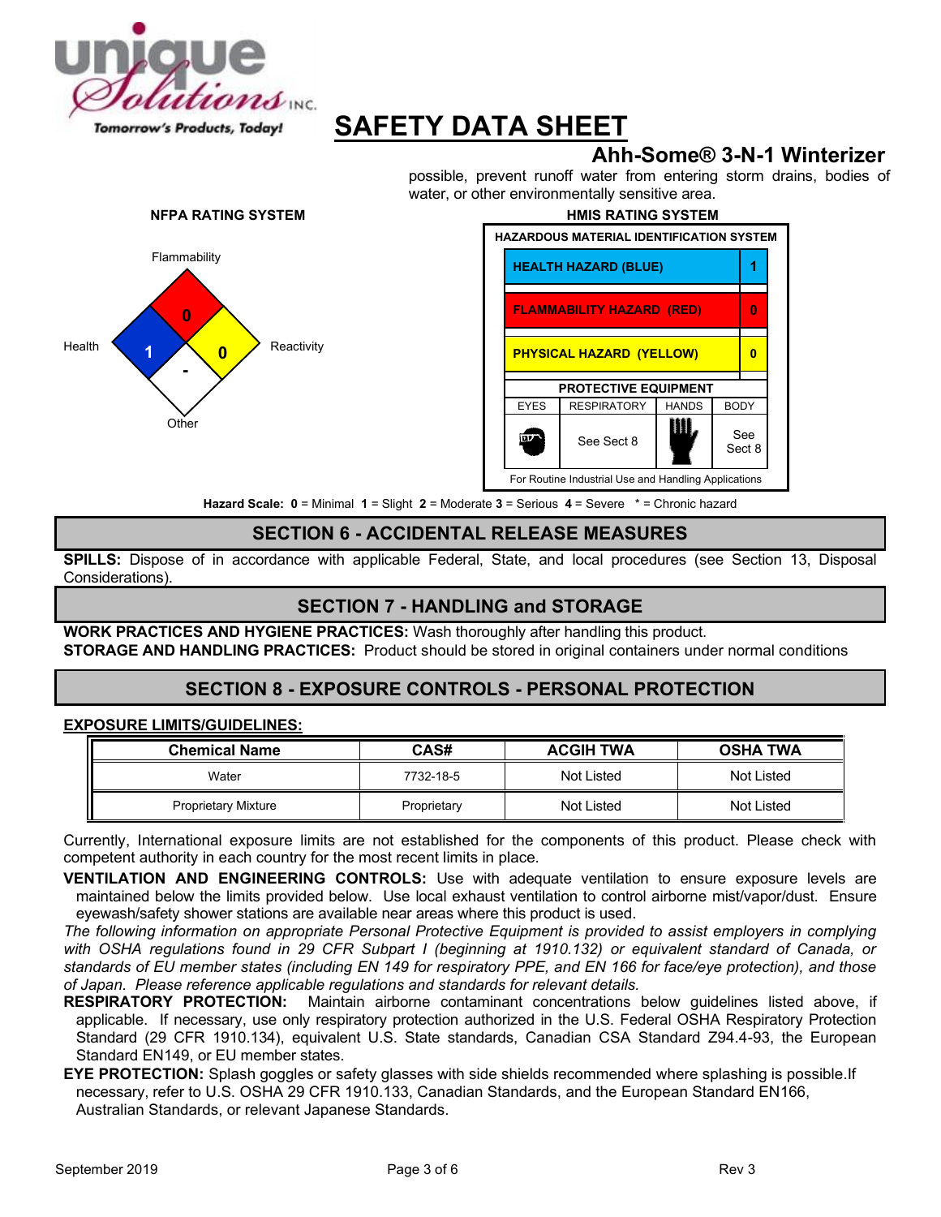# SAFETY DATA SHEET

## Ahh-Some® 3-N-1 Winterizer

possible, prevent runoff water from entering storm drains, bodies of water, or other environmentally sensitive area.

**NFPA RATING SYSTEM**

Flammability: 0
Health: 1
Reactivity: 0
Other: -

**HMIS RATING SYSTEM**

| HAZARDOUS MATERIAL IDENTIFICATION SYSTEM | |
|---|---|
| HEALTH HAZARD (BLUE) | 1 |
| FLAMMABILITY HAZARD (RED) | 0 |
| PHYSICAL HAZARD (YELLOW) | 0 |

| PROTECTIVE EQUIPMENT | | | |
|---|---|---|---|
| EYES | RESPIRATORY | HANDS | BODY |
| | See Sect 8 | | See Sect 8 |

For Routine Industrial Use and Handling Applications

**Hazard Scale:** **0** = Minimal **1** = Slight **2** = Moderate **3** = Serious **4** = Severe * = Chronic hazard

## SECTION 6 - ACCIDENTAL RELEASE MEASURES

**SPILLS:** Dispose of in accordance with applicable Federal, State, and local procedures (see Section 13, Disposal Considerations).

## SECTION 7 - HANDLING and STORAGE

**WORK PRACTICES AND HYGIENE PRACTICES:** Wash thoroughly after handling this product.
**STORAGE AND HANDLING PRACTICES:** Product should be stored in original containers under normal conditions

## SECTION 8 - EXPOSURE CONTROLS - PERSONAL PROTECTION

**EXPOSURE LIMITS/GUIDELINES:**

| Chemical Name | CAS# | ACGIH TWA | OSHA TWA |
|---|---|---|---|
| Water | 7732-18-5 | Not Listed | Not Listed |
| Proprietary Mixture | Proprietary | Not Listed | Not Listed |

Currently, International exposure limits are not established for the components of this product. Please check with competent authority in each country for the most recent limits in place.

**VENTILATION AND ENGINEERING CONTROLS:** Use with adequate ventilation to ensure exposure levels are maintained below the limits provided below. Use local exhaust ventilation to control airborne mist/vapor/dust. Ensure eyewash/safety shower stations are available near areas where this product is used.

*The following information on appropriate Personal Protective Equipment is provided to assist employers in complying with OSHA regulations found in 29 CFR Subpart I (beginning at 1910.132) or equivalent standard of Canada, or standards of EU member states (including EN 149 for respiratory PPE, and EN 166 for face/eye protection), and those of Japan. Please reference applicable regulations and standards for relevant details.*

**RESPIRATORY PROTECTION:** Maintain airborne contaminant concentrations below guidelines listed above, if applicable. If necessary, use only respiratory protection authorized in the U.S. Federal OSHA Respiratory Protection Standard (29 CFR 1910.134), equivalent U.S. State standards, Canadian CSA Standard Z94.4-93, the European Standard EN149, or EU member states.

**EYE PROTECTION:** Splash goggles or safety glasses with side shields recommended where splashing is possible.If necessary, refer to U.S. OSHA 29 CFR 1910.133, Canadian Standards, and the European Standard EN166, Australian Standards, or relevant Japanese Standards.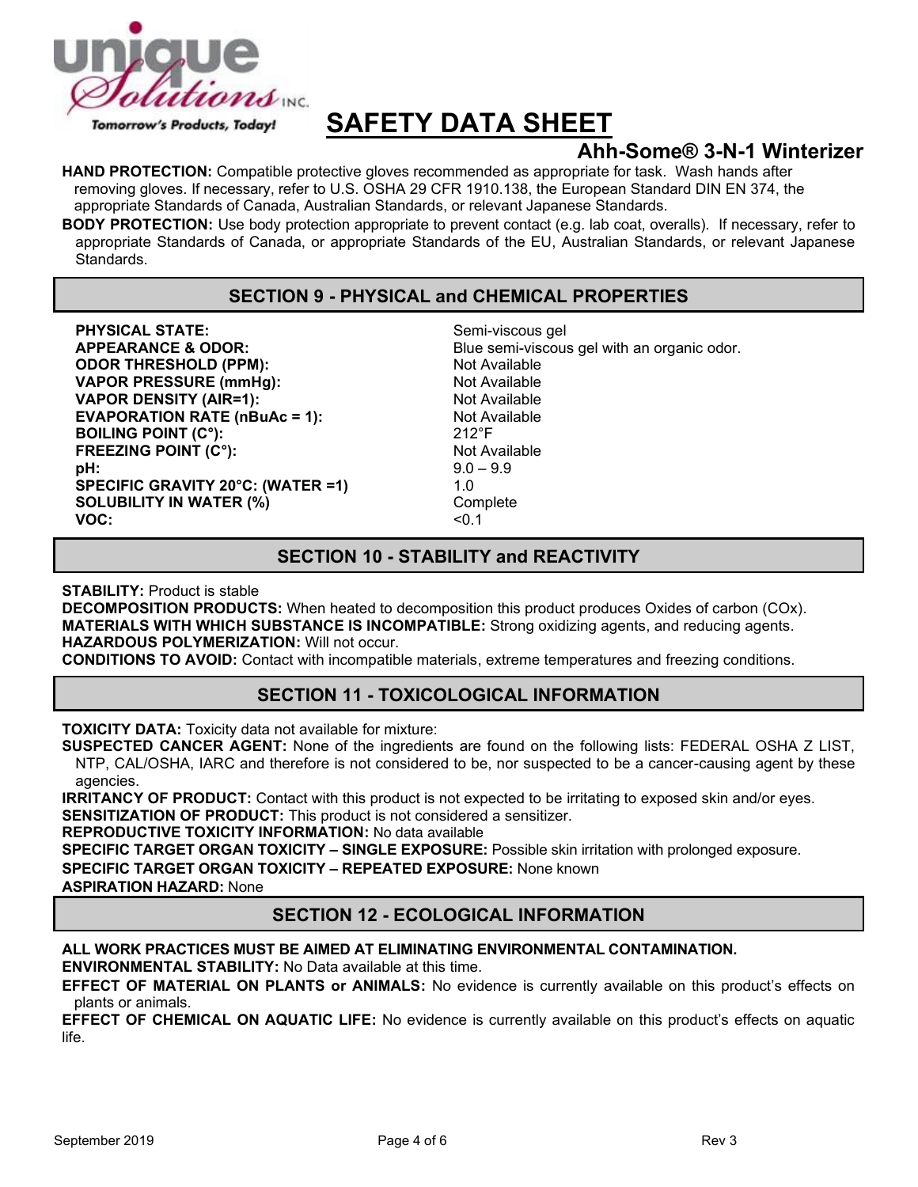**HAND PROTECTION:** Compatible protective gloves recommended as appropriate for task. Wash hands after removing gloves. If necessary, refer to U.S. OSHA 29 CFR 1910.138, the European Standard DIN EN 374, the appropriate Standards of Canada, Australian Standards, or relevant Japanese Standards.

**BODY PROTECTION:** Use body protection appropriate to prevent contact (e.g. lab coat, overalls). If necessary, refer to appropriate Standards of Canada, or appropriate Standards of the EU, Australian Standards, or relevant Japanese Standards.

## SECTION 9 - PHYSICAL and CHEMICAL PROPERTIES

| | |
|---|---|
| **PHYSICAL STATE:** | Semi-viscous gel |
| **APPEARANCE & ODOR:** | Blue semi-viscous gel with an organic odor. |
| **ODOR THRESHOLD (PPM):** | Not Available |
| **VAPOR PRESSURE (mmHg):** | Not Available |
| **VAPOR DENSITY (AIR=1):** | Not Available |
| **EVAPORATION RATE (nBuAc = 1):** | Not Available |
| **BOILING POINT (C°):** | 212°F |
| **FREEZING POINT (C°):** | Not Available |
| **pH:** | 9.0 – 9.9 |
| **SPECIFIC GRAVITY 20°C: (WATER =1)** | 1.0 |
| **SOLUBILITY IN WATER (%)** | Complete |
| **VOC:** | <0.1 |

## SECTION 10 - STABILITY and REACTIVITY

**STABILITY:** Product is stable

**DECOMPOSITION PRODUCTS:** When heated to decomposition this product produces Oxides of carbon (COx).

**MATERIALS WITH WHICH SUBSTANCE IS INCOMPATIBLE:** Strong oxidizing agents, and reducing agents.

**HAZARDOUS POLYMERIZATION:** Will not occur.

**CONDITIONS TO AVOID:** Contact with incompatible materials, extreme temperatures and freezing conditions.

## SECTION 11 - TOXICOLOGICAL INFORMATION

**TOXICITY DATA:** Toxicity data not available for mixture:

**SUSPECTED CANCER AGENT:** None of the ingredients are found on the following lists: FEDERAL OSHA Z LIST, NTP, CAL/OSHA, IARC and therefore is not considered to be, nor suspected to be a cancer-causing agent by these agencies.

**IRRITANCY OF PRODUCT:** Contact with this product is not expected to be irritating to exposed skin and/or eyes.

**SENSITIZATION OF PRODUCT:** This product is not considered a sensitizer.

**REPRODUCTIVE TOXICITY INFORMATION:** No data available

**SPECIFIC TARGET ORGAN TOXICITY – SINGLE EXPOSURE:** Possible skin irritation with prolonged exposure.

**SPECIFIC TARGET ORGAN TOXICITY – REPEATED EXPOSURE:** None known

**ASPIRATION HAZARD:** None

## SECTION 12 - ECOLOGICAL INFORMATION

**ALL WORK PRACTICES MUST BE AIMED AT ELIMINATING ENVIRONMENTAL CONTAMINATION.**

**ENVIRONMENTAL STABILITY:** No Data available at this time.

**EFFECT OF MATERIAL ON PLANTS or ANIMALS:** No evidence is currently available on this product's effects on plants or animals.

**EFFECT OF CHEMICAL ON AQUATIC LIFE:** No evidence is currently available on this product's effects on aquatic life.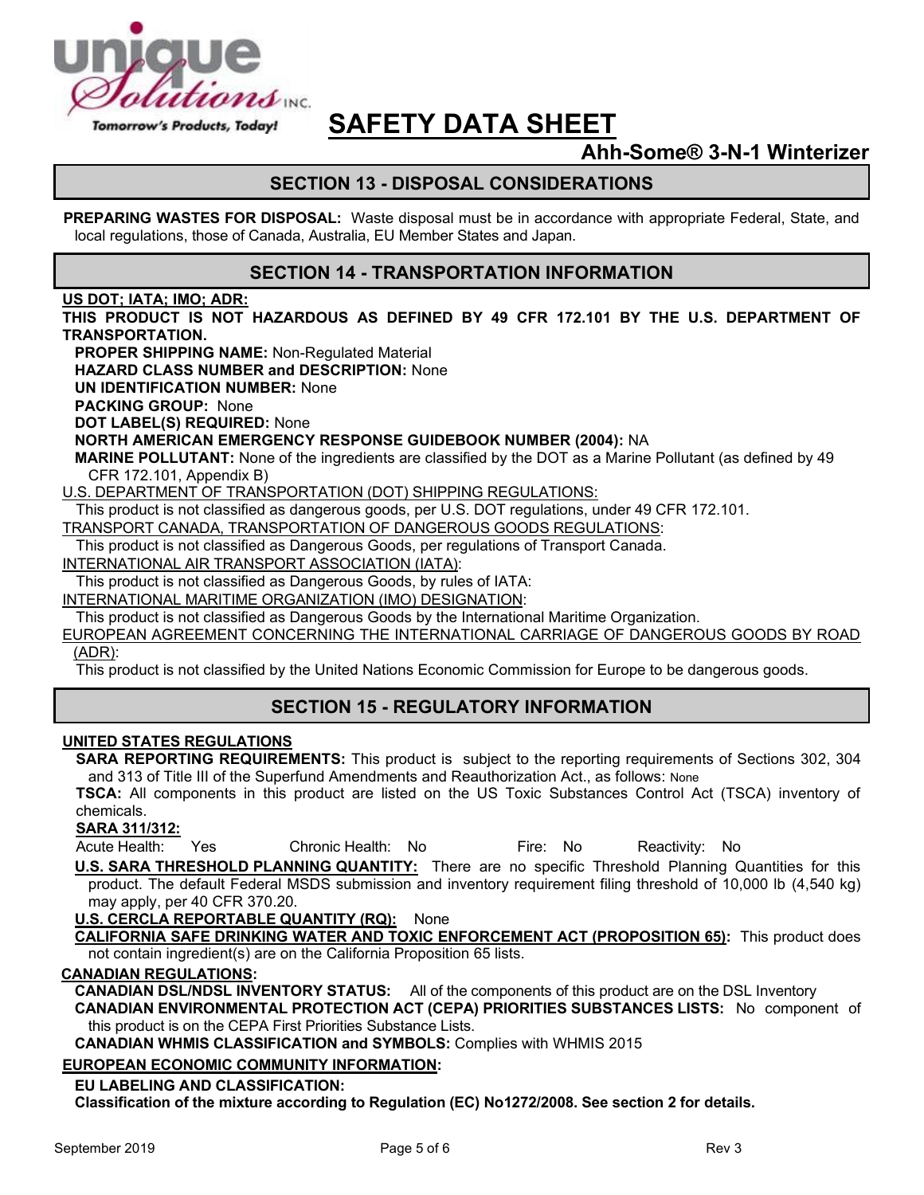# SAFETY DATA SHEET

## Ahh-Some® 3-N-1 Winterizer

## SECTION 13 - DISPOSAL CONSIDERATIONS

**PREPARING WASTES FOR DISPOSAL:** Waste disposal must be in accordance with appropriate Federal, State, and local regulations, those of Canada, Australia, EU Member States and Japan.

## SECTION 14 - TRANSPORTATION INFORMATION

**US DOT; IATA; IMO; ADR:**

**THIS PRODUCT IS NOT HAZARDOUS AS DEFINED BY 49 CFR 172.101 BY THE U.S. DEPARTMENT OF TRANSPORTATION.**

**PROPER SHIPPING NAME:** Non-Regulated Material

**HAZARD CLASS NUMBER and DESCRIPTION:** None

**UN IDENTIFICATION NUMBER:** None

**PACKING GROUP:** None

**DOT LABEL(S) REQUIRED:** None

**NORTH AMERICAN EMERGENCY RESPONSE GUIDEBOOK NUMBER (2004):** NA

**MARINE POLLUTANT:** None of the ingredients are classified by the DOT as a Marine Pollutant (as defined by 49 CFR 172.101, Appendix B)

U.S. DEPARTMENT OF TRANSPORTATION (DOT) SHIPPING REGULATIONS:

This product is not classified as dangerous goods, per U.S. DOT regulations, under 49 CFR 172.101.

TRANSPORT CANADA, TRANSPORTATION OF DANGEROUS GOODS REGULATIONS:

This product is not classified as Dangerous Goods, per regulations of Transport Canada.

INTERNATIONAL AIR TRANSPORT ASSOCIATION (IATA):

This product is not classified as Dangerous Goods, by rules of IATA:

INTERNATIONAL MARITIME ORGANIZATION (IMO) DESIGNATION:

This product is not classified as Dangerous Goods by the International Maritime Organization.

EUROPEAN AGREEMENT CONCERNING THE INTERNATIONAL CARRIAGE OF DANGEROUS GOODS BY ROAD (ADR):

This product is not classified by the United Nations Economic Commission for Europe to be dangerous goods.

## SECTION 15 - REGULATORY INFORMATION

**UNITED STATES REGULATIONS**

**SARA REPORTING REQUIREMENTS:** This product is subject to the reporting requirements of Sections 302, 304 and 313 of Title III of the Superfund Amendments and Reauthorization Act., as follows: None

**TSCA:** All components in this product are listed on the US Toxic Substances Control Act (TSCA) inventory of chemicals.

**SARA 311/312:**

Acute Health: Yes    Chronic Health: No    Fire: No    Reactivity: No

**U.S. SARA THRESHOLD PLANNING QUANTITY:** There are no specific Threshold Planning Quantities for this product. The default Federal MSDS submission and inventory requirement filing threshold of 10,000 lb (4,540 kg) may apply, per 40 CFR 370.20.

**U.S. CERCLA REPORTABLE QUANTITY (RQ):** None

**CALIFORNIA SAFE DRINKING WATER AND TOXIC ENFORCEMENT ACT (PROPOSITION 65):** This product does not contain ingredient(s) are on the California Proposition 65 lists.

**CANADIAN REGULATIONS:**

**CANADIAN DSL/NDSL INVENTORY STATUS:** All of the components of this product are on the DSL Inventory

**CANADIAN ENVIRONMENTAL PROTECTION ACT (CEPA) PRIORITIES SUBSTANCES LISTS:** No component of this product is on the CEPA First Priorities Substance Lists.

**CANADIAN WHMIS CLASSIFICATION and SYMBOLS:** Complies with WHMIS 2015

**EUROPEAN ECONOMIC COMMUNITY INFORMATION:**

**EU LABELING AND CLASSIFICATION:**

**Classification of the mixture according to Regulation (EC) No1272/2008. See section 2 for details.**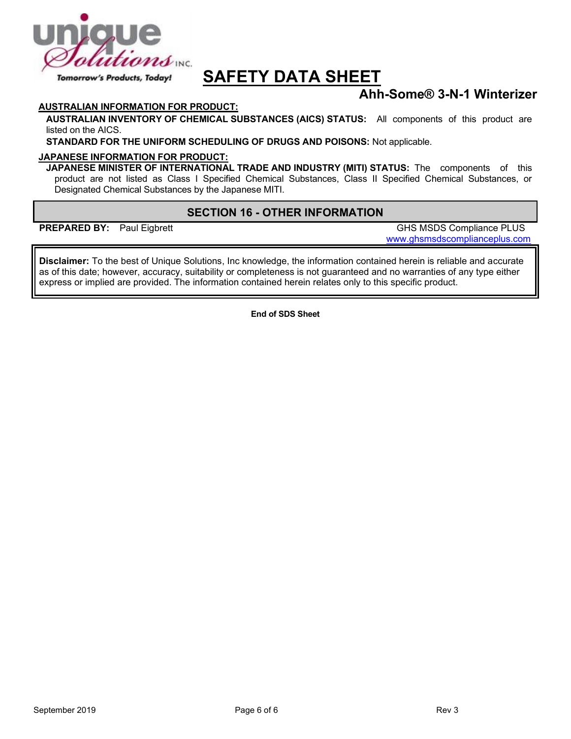**AUSTRALIAN INFORMATION FOR PRODUCT:**

**AUSTRALIAN INVENTORY OF CHEMICAL SUBSTANCES (AICS) STATUS:** All components of this product are listed on the AICS.

**STANDARD FOR THE UNIFORM SCHEDULING OF DRUGS AND POISONS:** Not applicable.

**JAPANESE INFORMATION FOR PRODUCT:**

**JAPANESE MINISTER OF INTERNATIONAL TRADE AND INDUSTRY (MITI) STATUS:** The components of this product are not listed as Class I Specified Chemical Substances, Class II Specified Chemical Substances, or Designated Chemical Substances by the Japanese MITI.

## SECTION 16 - OTHER INFORMATION

**PREPARED BY:** Paul Eigbrett

GHS MSDS Compliance PLUS
www.ghsmsdscomplianceplus.com

**Disclaimer:** To the best of Unique Solutions, Inc knowledge, the information contained herein is reliable and accurate as of this date; however, accuracy, suitability or completeness is not guaranteed and no warranties of any type either express or implied are provided. The information contained herein relates only to this specific product.

**End of SDS Sheet**